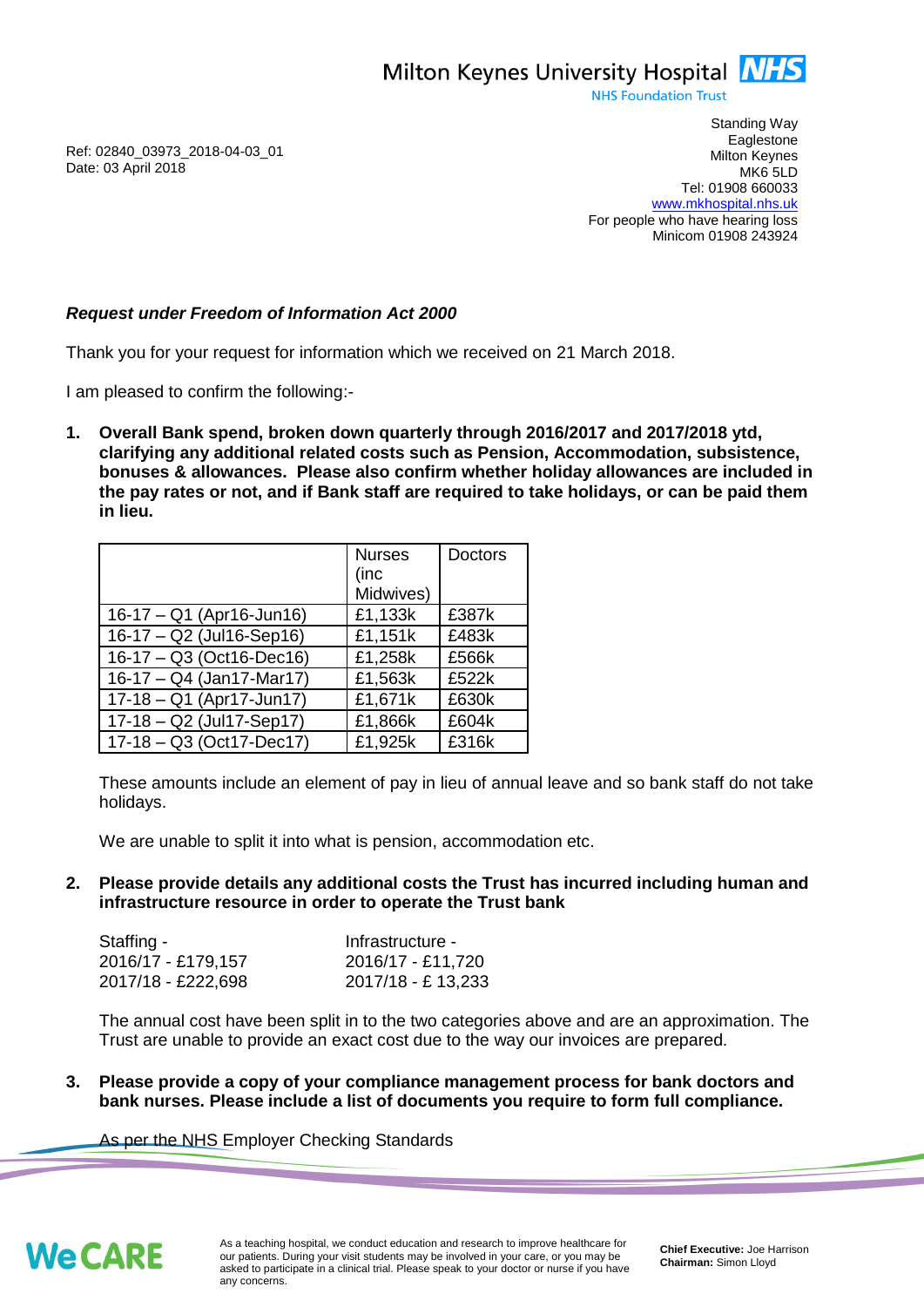Milton Keynes University Hospital NHS
NHS Foundation Trust

Ref: 02840_03973_2018-04-03_01
Date: 03 April 2018

Standing Way
Eaglestone
Milton Keynes
MK6 5LD
Tel: 01908 660033
www.mkhospital.nhs.uk
For people who have hearing loss
Minicom 01908 243924

***Request under Freedom of Information Act 2000***

Thank you for your request for information which we received on 21 March 2018.

I am pleased to confirm the following:-

1. **Overall Bank spend, broken down quarterly through 2016/2017 and 2017/2018 ytd, clarifying any additional related costs such as Pension, Accommodation, subsistence, bonuses & allowances. Please also confirm whether holiday allowances are included in the pay rates or not, and if Bank staff are required to take holidays, or can be paid them in lieu.**

| | Nurses (inc Midwives) | Doctors |
|---|---|---|
| 16-17 – Q1 (Apr16-Jun16) | £1,133k | £387k |
| 16-17 – Q2 (Jul16-Sep16) | £1,151k | £483k |
| 16-17 – Q3 (Oct16-Dec16) | £1,258k | £566k |
| 16-17 – Q4 (Jan17-Mar17) | £1,563k | £522k |
| 17-18 – Q1 (Apr17-Jun17) | £1,671k | £630k |
| 17-18 – Q2 (Jul17-Sep17) | £1,866k | £604k |
| 17-18 – Q3 (Oct17-Dec17) | £1,925k | £316k |

These amounts include an element of pay in lieu of annual leave and so bank staff do not take holidays.

We are unable to split it into what is pension, accommodation etc.

2. **Please provide details any additional costs the Trust has incurred including human and infrastructure resource in order to operate the Trust bank**

| Staffing - | Infrastructure - |
|---|---|
| 2016/17 - £179,157 | 2016/17 - £11,720 |
| 2017/18 - £222,698 | 2017/18 - £ 13,233 |

The annual cost have been split in to the two categories above and are an approximation. The Trust are unable to provide an exact cost due to the way our invoices are prepared.

3. **Please provide a copy of your compliance management process for bank doctors and bank nurses. Please include a list of documents you require to form full compliance.**

As per the NHS Employer Checking Standards

We CARE

As a teaching hospital, we conduct education and research to improve healthcare for our patients. During your visit students may be involved in your care, or you may be asked to participate in a clinical trial. Please speak to your doctor or nurse if you have any concerns.

**Chief Executive:** Joe Harrison
**Chairman:** Simon Lloyd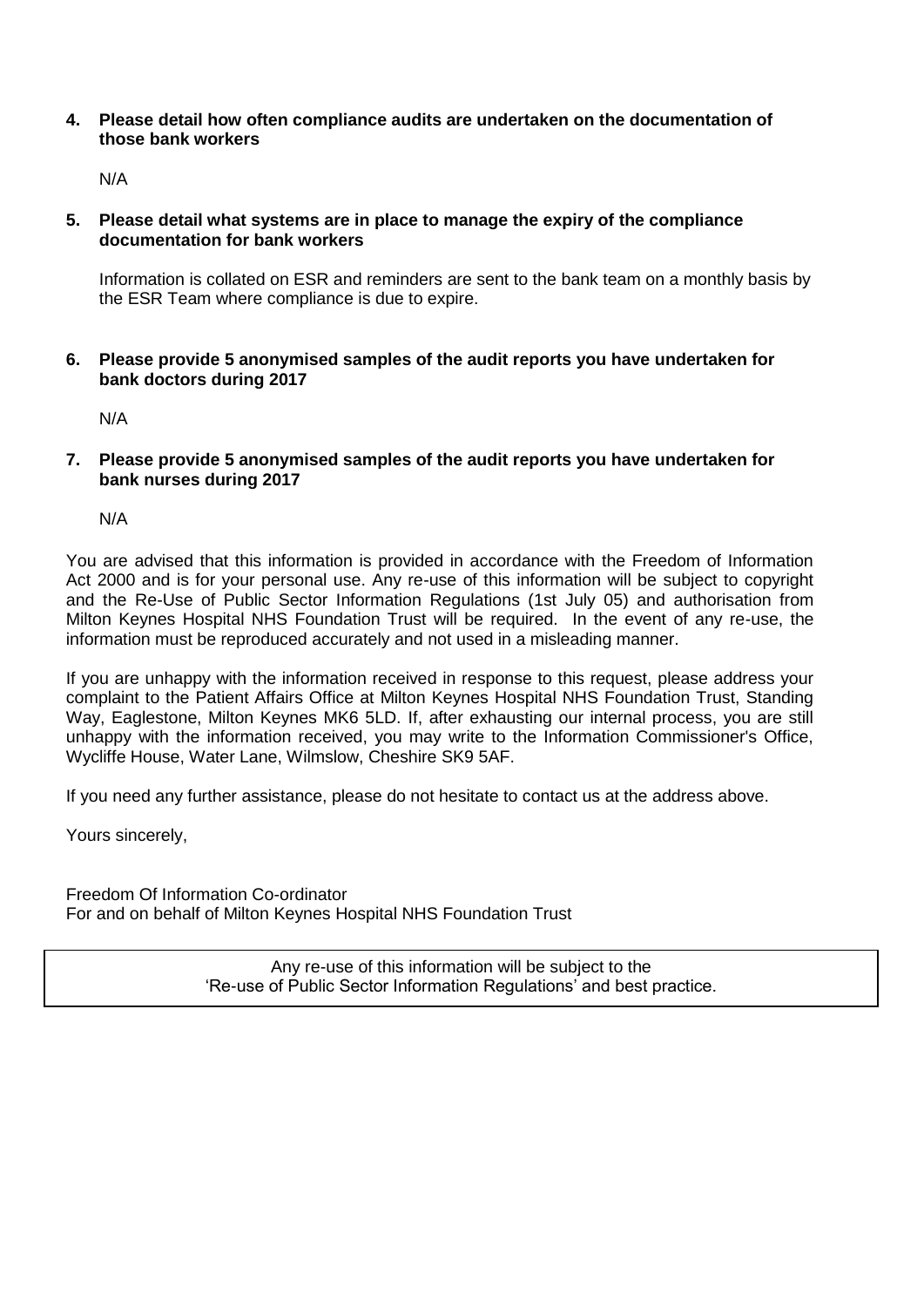**4. Please detail how often compliance audits are undertaken on the documentation of those bank workers**

N/A

**5. Please detail what systems are in place to manage the expiry of the compliance documentation for bank workers**

Information is collated on ESR and reminders are sent to the bank team on a monthly basis by the ESR Team where compliance is due to expire.

**6. Please provide 5 anonymised samples of the audit reports you have undertaken for bank doctors during 2017**

N/A

**7. Please provide 5 anonymised samples of the audit reports you have undertaken for bank nurses during 2017**

N/A

You are advised that this information is provided in accordance with the Freedom of Information Act 2000 and is for your personal use. Any re-use of this information will be subject to copyright and the Re-Use of Public Sector Information Regulations (1st July 05) and authorisation from Milton Keynes Hospital NHS Foundation Trust will be required. In the event of any re-use, the information must be reproduced accurately and not used in a misleading manner.

If you are unhappy with the information received in response to this request, please address your complaint to the Patient Affairs Office at Milton Keynes Hospital NHS Foundation Trust, Standing Way, Eaglestone, Milton Keynes MK6 5LD. If, after exhausting our internal process, you are still unhappy with the information received, you may write to the Information Commissioner's Office, Wycliffe House, Water Lane, Wilmslow, Cheshire SK9 5AF.

If you need any further assistance, please do not hesitate to contact us at the address above.

Yours sincerely,

Freedom Of Information Co-ordinator
For and on behalf of Milton Keynes Hospital NHS Foundation Trust

Any re-use of this information will be subject to the
'Re-use of Public Sector Information Regulations' and best practice.